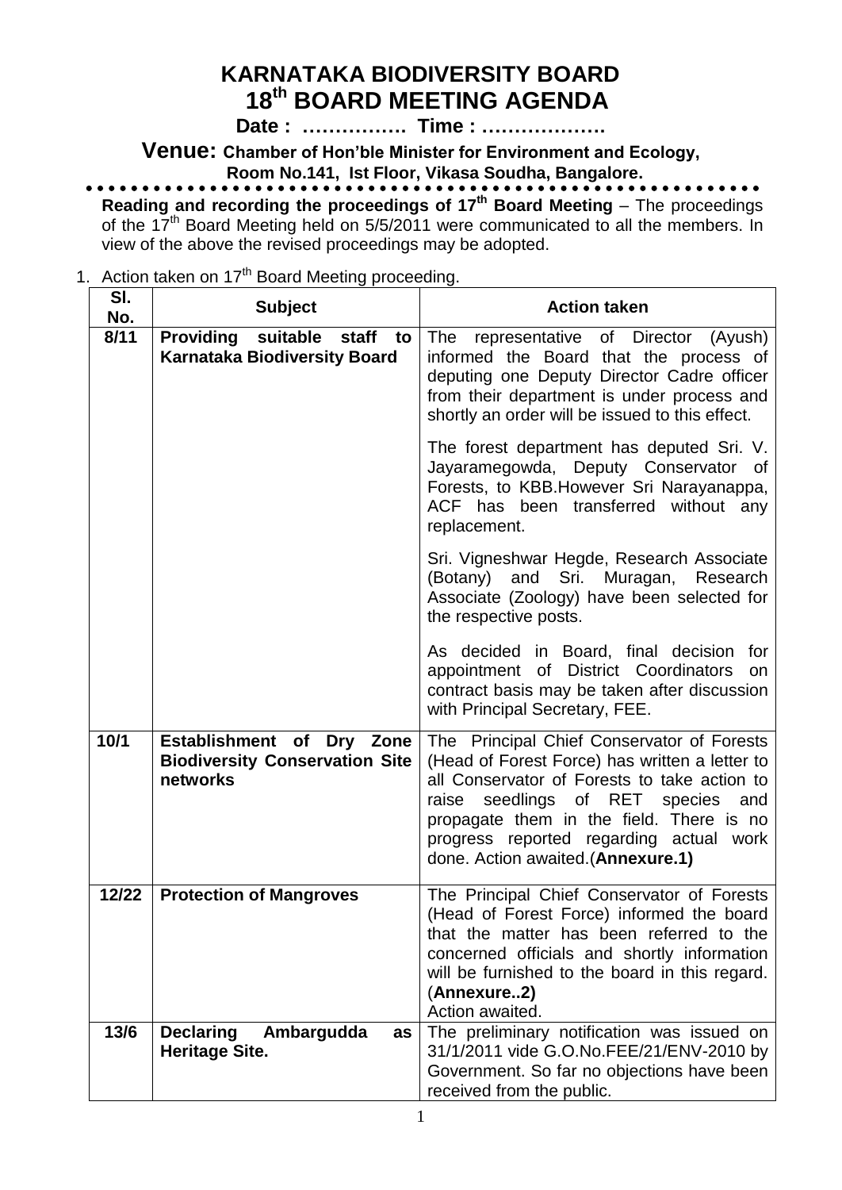# KARNATAKA BIODIVERSITY BOARD
# 18th BOARD MEETING AGENDA

**Date : ……………. Time : ……………….**

**Venue: Chamber of Hon'ble Minister for Environment and Ecology, Room No.141, Ist Floor, Vikasa Soudha, Bangalore.**

**Reading and recording the proceedings of 17th Board Meeting** – The proceedings of the 17th Board Meeting held on 5/5/2011 were communicated to all the members. In view of the above the revised proceedings may be adopted.

1. Action taken on 17th Board Meeting proceeding.

| Sl. No. | Subject | Action taken |
|---|---|---|
| **8/11** | **Providing suitable staff to Karnataka Biodiversity Board** | The representative of Director (Ayush) informed the Board that the process of deputing one Deputy Director Cadre officer from their department is under process and shortly an order will be issued to this effect.<br><br>The forest department has deputed Sri. V. Jayaramegowda, Deputy Conservator of Forests, to KBB.However Sri Narayanappa, ACF has been transferred without any replacement.<br><br>Sri. Vigneshwar Hegde, Research Associate (Botany) and Sri. Muragan, Research Associate (Zoology) have been selected for the respective posts.<br><br>As decided in Board, final decision for appointment of District Coordinators on contract basis may be taken after discussion with Principal Secretary, FEE. |
| **10/1** | **Establishment of Dry Zone Biodiversity Conservation Site networks** | The Principal Chief Conservator of Forests (Head of Forest Force) has written a letter to all Conservator of Forests to take action to raise seedlings of RET species and propagate them in the field. There is no progress reported regarding actual work done. Action awaited.(**Annexure.1)** |
| **12/22** | **Protection of Mangroves** | The Principal Chief Conservator of Forests (Head of Forest Force) informed the board that the matter has been referred to the concerned officials and shortly information will be furnished to the board in this regard. (**Annexure..2)**<br>Action awaited. |
| **13/6** | **Declaring Ambargudda as Heritage Site.** | The preliminary notification was issued on 31/1/2011 vide G.O.No.FEE/21/ENV-2010 by Government. So far no objections have been received from the public. |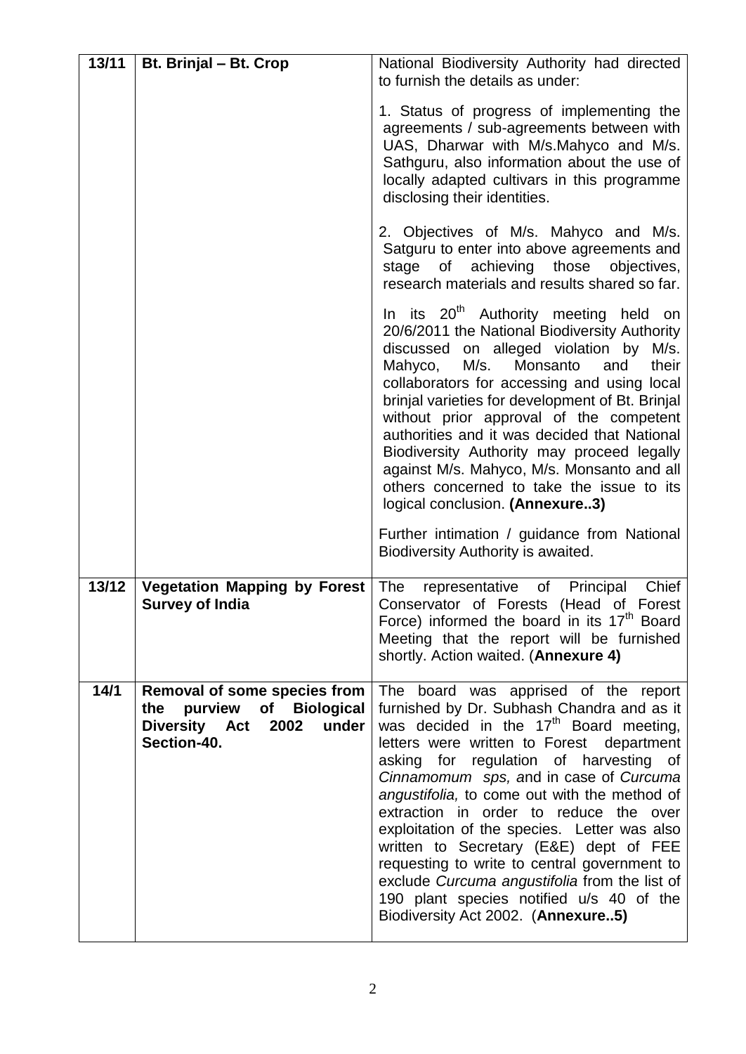| 13/11 | **Bt. Brinjal – Bt. Crop** | National Biodiversity Authority had directed to furnish the details as under:<br><br>1. Status of progress of implementing the agreements / sub-agreements between with UAS, Dharwar with M/s.Mahyco and M/s. Sathguru, also information about the use of locally adapted cultivars in this programme disclosing their identities.<br><br>2. Objectives of M/s. Mahyco and M/s. Satguru to enter into above agreements and stage of achieving those objectives, research materials and results shared so far.<br><br>In its 20[th] Authority meeting held on 20/6/2011 the National Biodiversity Authority discussed on alleged violation by M/s. Mahyco, M/s. Monsanto and their collaborators for accessing and using local brinjal varieties for development of Bt. Brinjal without prior approval of the competent authorities and it was decided that National Biodiversity Authority may proceed legally against M/s. Mahyco, M/s. Monsanto and all others concerned to take the issue to its logical conclusion. **(Annexure..3)**<br><br>Further intimation / guidance from National Biodiversity Authority is awaited. |
|---|---|---|
| 13/12 | **Vegetation Mapping by Forest Survey of India** | The representative of Principal Chief Conservator of Forests (Head of Forest Force) informed the board in its 17[th] Board Meeting that the report will be furnished shortly. Action waited. (**Annexure 4)** |
| 14/1 | **Removal of some species from the purview of Biological Diversity Act 2002 under Section-40.** | The board was apprised of the report furnished by Dr. Subhash Chandra and as it was decided in the 17[th] Board meeting, letters were written to Forest department asking for regulation of harvesting of *Cinnamomum sps,* and in case of *Curcuma angustifolia,* to come out with the method of extraction in order to reduce the over exploitation of the species. Letter was also written to Secretary (E&E) dept of FEE requesting to write to central government to exclude *Curcuma angustifolia* from the list of 190 plant species notified u/s 40 of the Biodiversity Act 2002. (**Annexure..5)** |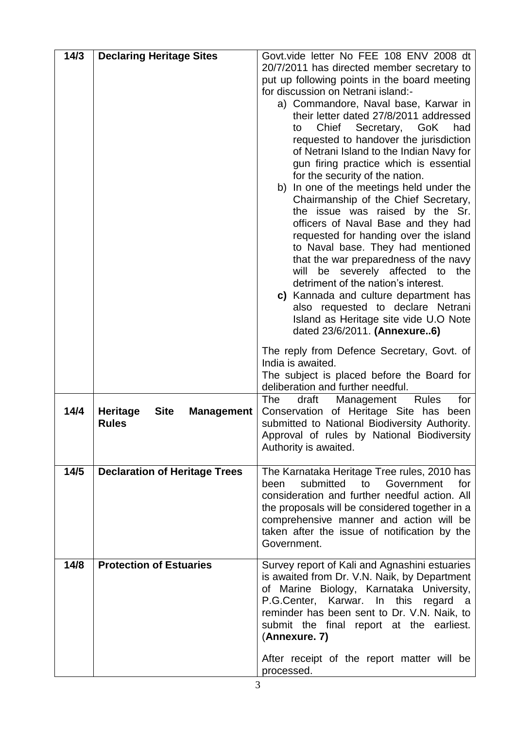| | | |
|---|---|---|
| **14/3** | **Declaring Heritage Sites** | Govt.vide letter No FEE 108 ENV 2008 dt 20/7/2011 has directed member secretary to put up following points in the board meeting for discussion on Netrani island:-<br>a) Commandore, Naval base, Karwar in their letter dated 27/8/2011 addressed to Chief Secretary, GoK had requested to handover the jurisdiction of Netrani Island to the Indian Navy for gun firing practice which is essential for the security of the nation.<br>b) In one of the meetings held under the Chairmanship of the Chief Secretary, the issue was raised by the Sr. officers of Naval Base and they had requested for handing over the island to Naval base. They had mentioned that the war preparedness of the navy will be severely affected to the detriment of the nation's interest.<br>**c)** Kannada and culture department has also requested to declare Netrani Island as Heritage site vide U.O Note dated 23/6/2011. **(Annexure..6)**<br><br>The reply from Defence Secretary, Govt. of India is awaited.<br>The subject is placed before the Board for deliberation and further needful. |
| **14/4** | **Heritage Site Management Rules** | The draft Management Rules for Conservation of Heritage Site has been submitted to National Biodiversity Authority. Approval of rules by National Biodiversity Authority is awaited. |
| **14/5** | **Declaration of Heritage Trees** | The Karnataka Heritage Tree rules, 2010 has been submitted to Government for consideration and further needful action. All the proposals will be considered together in a comprehensive manner and action will be taken after the issue of notification by the Government. |
| **14/8** | **Protection of Estuaries** | Survey report of Kali and Agnashini estuaries is awaited from Dr. V.N. Naik, by Department of Marine Biology, Karnataka University, P.G.Center, Karwar. In this regard a reminder has been sent to Dr. V.N. Naik, to submit the final report at the earliest. (**Annexure. 7)**<br><br>After receipt of the report matter will be processed. |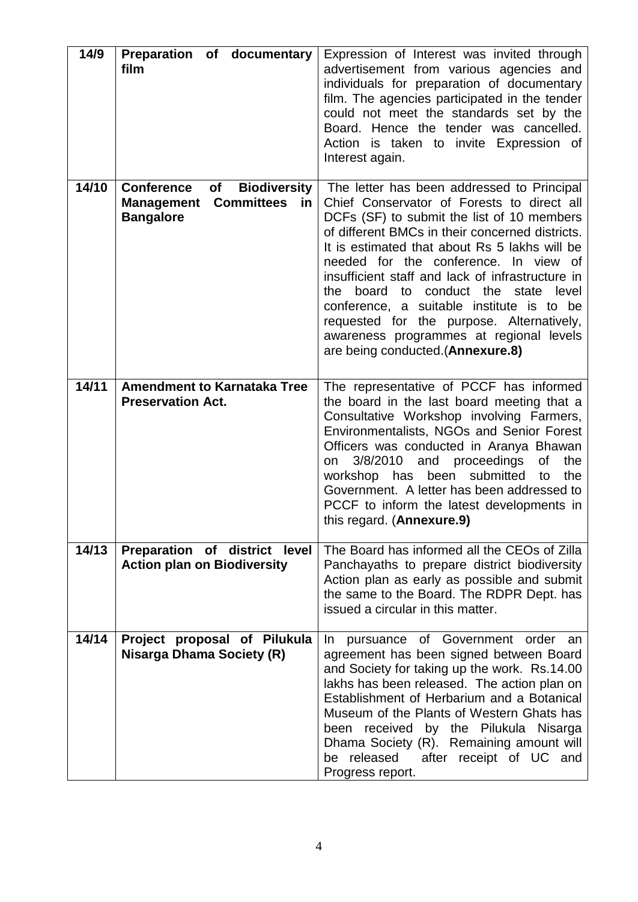| | | |
|---|---|---|
| **14/9** | **Preparation of documentary film** | Expression of Interest was invited through advertisement from various agencies and individuals for preparation of documentary film. The agencies participated in the tender could not meet the standards set by the Board. Hence the tender was cancelled. Action is taken to invite Expression of Interest again. |
| **14/10** | **Conference of Biodiversity Management Committees in Bangalore** | The letter has been addressed to Principal Chief Conservator of Forests to direct all DCFs (SF) to submit the list of 10 members of different BMCs in their concerned districts. It is estimated that about Rs 5 lakhs will be needed for the conference. In view of insufficient staff and lack of infrastructure in the board to conduct the state level conference, a suitable institute is to be requested for the purpose. Alternatively, awareness programmes at regional levels are being conducted.(**Annexure.8)** |
| **14/11** | **Amendment to Karnataka Tree Preservation Act.** | The representative of PCCF has informed the board in the last board meeting that a Consultative Workshop involving Farmers, Environmentalists, NGOs and Senior Forest Officers was conducted in Aranya Bhawan on 3/8/2010 and proceedings of the workshop has been submitted to the Government. A letter has been addressed to PCCF to inform the latest developments in this regard. (**Annexure.9)** |
| **14/13** | **Preparation of district level Action plan on Biodiversity** | The Board has informed all the CEOs of Zilla Panchayaths to prepare district biodiversity Action plan as early as possible and submit the same to the Board. The RDPR Dept. has issued a circular in this matter. |
| **14/14** | **Project proposal of Pilukula Nisarga Dhama Society (R)** | In pursuance of Government order an agreement has been signed between Board and Society for taking up the work. Rs.14.00 lakhs has been released. The action plan on Establishment of Herbarium and a Botanical Museum of the Plants of Western Ghats has been received by the Pilukula Nisarga Dhama Society (R). Remaining amount will be released after receipt of UC and Progress report. |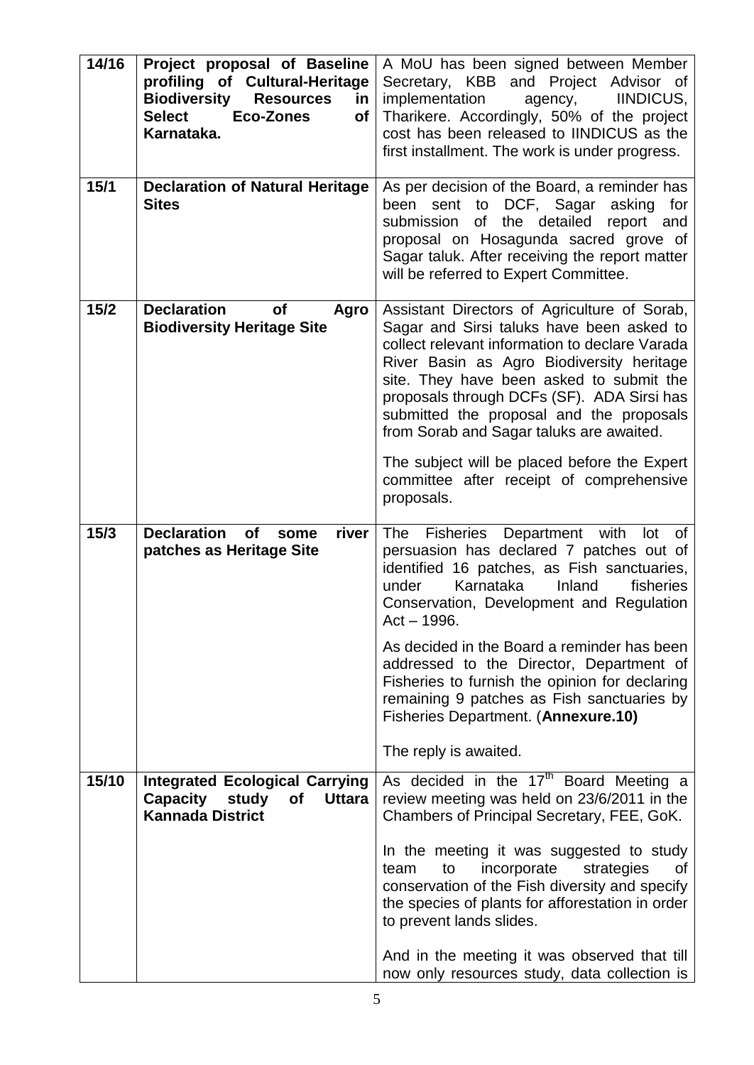| | | |
|---|---|---|
| 14/16 | **Project proposal of Baseline profiling of Cultural-Heritage Biodiversity Resources in Select Eco-Zones of Karnataka.** | A MoU has been signed between Member Secretary, KBB and Project Advisor of implementation agency, IINDICUS, Tharikere. Accordingly, 50% of the project cost has been released to IINDICUS as the first installment. The work is under progress. |
| 15/1 | **Declaration of Natural Heritage Sites** | As per decision of the Board, a reminder has been sent to DCF, Sagar asking for submission of the detailed report and proposal on Hosagunda sacred grove of Sagar taluk. After receiving the report matter will be referred to Expert Committee. |
| 15/2 | **Declaration of Agro Biodiversity Heritage Site** | Assistant Directors of Agriculture of Sorab, Sagar and Sirsi taluks have been asked to collect relevant information to declare Varada River Basin as Agro Biodiversity heritage site. They have been asked to submit the proposals through DCFs (SF). ADA Sirsi has submitted the proposal and the proposals from Sorab and Sagar taluks are awaited.<br><br>The subject will be placed before the Expert committee after receipt of comprehensive proposals. |
| 15/3 | **Declaration of some river patches as Heritage Site** | The Fisheries Department with lot of persuasion has declared 7 patches out of identified 16 patches, as Fish sanctuaries, under Karnataka Inland fisheries Conservation, Development and Regulation Act – 1996.<br><br>As decided in the Board a reminder has been addressed to the Director, Department of Fisheries to furnish the opinion for declaring remaining 9 patches as Fish sanctuaries by Fisheries Department. (**Annexure.10)**<br><br>The reply is awaited. |
| 15/10 | **Integrated Ecological Carrying Capacity study of Uttara Kannada District** | As decided in the 17th Board Meeting a review meeting was held on 23/6/2011 in the Chambers of Principal Secretary, FEE, GoK.<br><br>In the meeting it was suggested to study team to incorporate strategies of conservation of the Fish diversity and specify the species of plants for afforestation in order to prevent lands slides.<br><br>And in the meeting it was observed that till now only resources study, data collection is |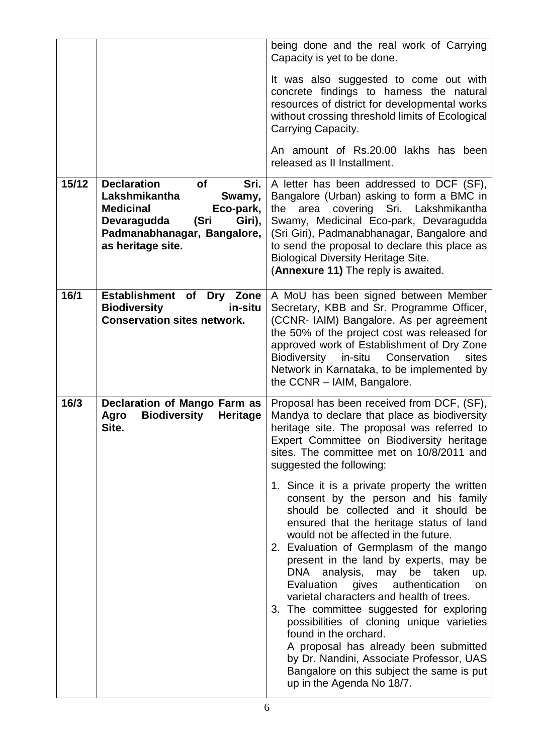|  |  |  |
|---|---|---|
|  |  | being done and the real work of Carrying Capacity is yet to be done.<br><br>It was also suggested to come out with concrete findings to harness the natural resources of district for developmental works without crossing threshold limits of Ecological Carrying Capacity.<br><br>An amount of Rs.20.00 lakhs has been released as II Installment. |
| **15/12** | **Declaration of Sri. Lakshmikantha Swamy, Medicinal Eco-park, Devaragudda (Sri Giri), Padmanabhanagar, Bangalore, as heritage site.** | A letter has been addressed to DCF (SF), Bangalore (Urban) asking to form a BMC in the area covering Sri. Lakshmikantha Swamy, Medicinal Eco-park, Devaragudda (Sri Giri), Padmanabhanagar, Bangalore and to send the proposal to declare this place as Biological Diversity Heritage Site.<br>(**Annexure 11)** The reply is awaited. |
| **16/1** | **Establishment of Dry Zone Biodiversity in-situ Conservation sites network.** | A MoU has been signed between Member Secretary, KBB and Sr. Programme Officer, (CCNR- IAIM) Bangalore. As per agreement the 50% of the project cost was released for approved work of Establishment of Dry Zone Biodiversity in-situ Conservation sites Network in Karnataka, to be implemented by the CCNR – IAIM, Bangalore. |
| **16/3** | **Declaration of Mango Farm as Agro Biodiversity Heritage Site.** | Proposal has been received from DCF, (SF), Mandya to declare that place as biodiversity heritage site. The proposal was referred to Expert Committee on Biodiversity heritage sites. The committee met on 10/8/2011 and suggested the following:<br><br>1. Since it is a private property the written consent by the person and his family should be collected and it should be ensured that the heritage status of land would not be affected in the future.<br>2. Evaluation of Germplasm of the mango present in the land by experts, may be DNA analysis, may be taken up. Evaluation gives authentication on varietal characters and health of trees.<br>3. The committee suggested for exploring possibilities of cloning unique varieties found in the orchard.<br>A proposal has already been submitted by Dr. Nandini, Associate Professor, UAS Bangalore on this subject the same is put up in the Agenda No 18/7. |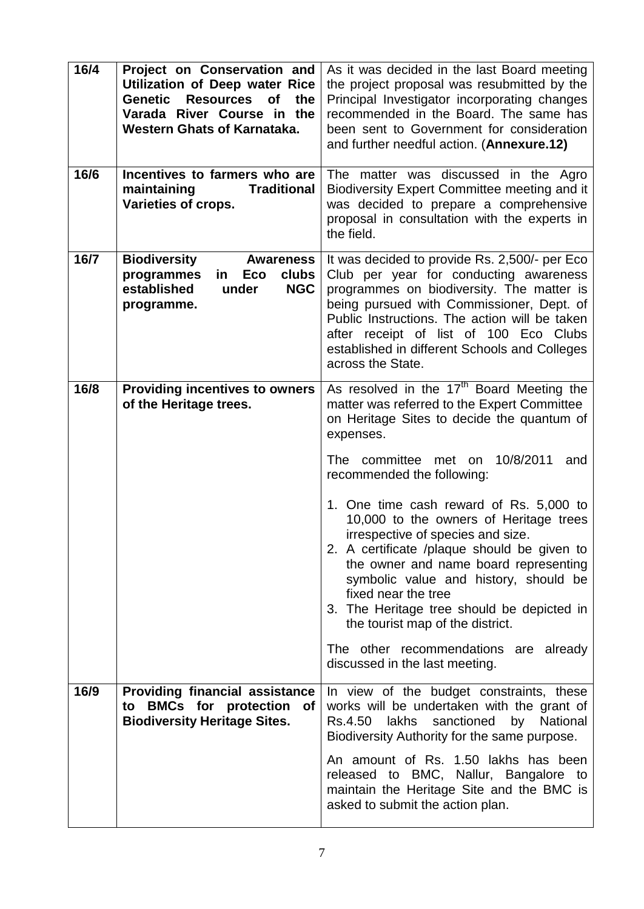| | | |
|---|---|---|
| 16/4 | **Project on Conservation and Utilization of Deep water Rice Genetic Resources of the Varada River Course in the Western Ghats of Karnataka.** | As it was decided in the last Board meeting the project proposal was resubmitted by the Principal Investigator incorporating changes recommended in the Board. The same has been sent to Government for consideration and further needful action. (**Annexure.12)** |
| 16/6 | **Incentives to farmers who are maintaining Traditional Varieties of crops.** | The matter was discussed in the Agro Biodiversity Expert Committee meeting and it was decided to prepare a comprehensive proposal in consultation with the experts in the field. |
| 16/7 | **Biodiversity Awareness programmes in Eco clubs established under NGC programme.** | It was decided to provide Rs. 2,500/- per Eco Club per year for conducting awareness programmes on biodiversity. The matter is being pursued with Commissioner, Dept. of Public Instructions. The action will be taken after receipt of list of 100 Eco Clubs established in different Schools and Colleges across the State. |
| 16/8 | **Providing incentives to owners of the Heritage trees.** | As resolved in the 17th Board Meeting the matter was referred to the Expert Committee on Heritage Sites to decide the quantum of expenses.<br><br>The committee met on 10/8/2011 and recommended the following:<br><br>1. One time cash reward of Rs. 5,000 to 10,000 to the owners of Heritage trees irrespective of species and size.<br>2. A certificate /plaque should be given to the owner and name board representing symbolic value and history, should be fixed near the tree<br>3. The Heritage tree should be depicted in the tourist map of the district.<br><br>The other recommendations are already discussed in the last meeting. |
| 16/9 | **Providing financial assistance to BMCs for protection of Biodiversity Heritage Sites.** | In view of the budget constraints, these works will be undertaken with the grant of Rs.4.50 lakhs sanctioned by National Biodiversity Authority for the same purpose.<br><br>An amount of Rs. 1.50 lakhs has been released to BMC, Nallur, Bangalore to maintain the Heritage Site and the BMC is asked to submit the action plan. |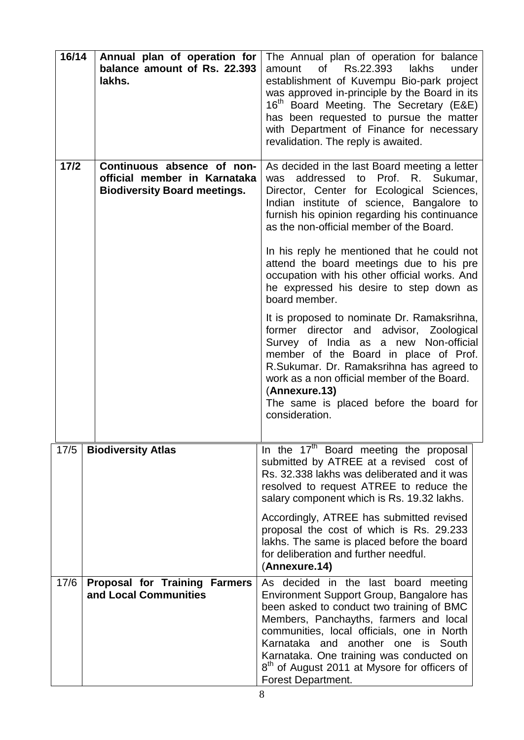| | | |
|---|---|---|
| **16/14** | **Annual plan of operation for balance amount of Rs. 22.393 lakhs.** | The Annual plan of operation for balance amount of Rs.22.393 lakhs under establishment of Kuvempu Bio-park project was approved in-principle by the Board in its 16th Board Meeting. The Secretary (E&E) has been requested to pursue the matter with Department of Finance for necessary revalidation. The reply is awaited. |
| **17/2** | **Continuous absence of non-official member in Karnataka Biodiversity Board meetings.** | As decided in the last Board meeting a letter was addressed to Prof. R. Sukumar, Director, Center for Ecological Sciences, Indian institute of science, Bangalore to furnish his opinion regarding his continuance as the non-official member of the Board.<br><br>In his reply he mentioned that he could not attend the board meetings due to his pre occupation with his other official works. And he expressed his desire to step down as board member.<br><br>It is proposed to nominate Dr. Ramaksrihna, former director and advisor, Zoological Survey of India as a new Non-official member of the Board in place of Prof. R.Sukumar. Dr. Ramaksrihna has agreed to work as a non official member of the Board. (**Annexure.13**)<br>The same is placed before the board for consideration. |
| 17/5 | **Biodiversity Atlas** | In the 17th Board meeting the proposal submitted by ATREE at a revised cost of Rs. 32.338 lakhs was deliberated and it was resolved to request ATREE to reduce the salary component which is Rs. 19.32 lakhs.<br><br>Accordingly, ATREE has submitted revised proposal the cost of which is Rs. 29.233 lakhs. The same is placed before the board for deliberation and further needful. (**Annexure.14**) |
| 17/6 | **Proposal for Training Farmers and Local Communities** | As decided in the last board meeting Environment Support Group, Bangalore has been asked to conduct two training of BMC Members, Panchayths, farmers and local communities, local officials, one in North Karnataka and another one is South Karnataka. One training was conducted on 8th of August 2011 at Mysore for officers of Forest Department. |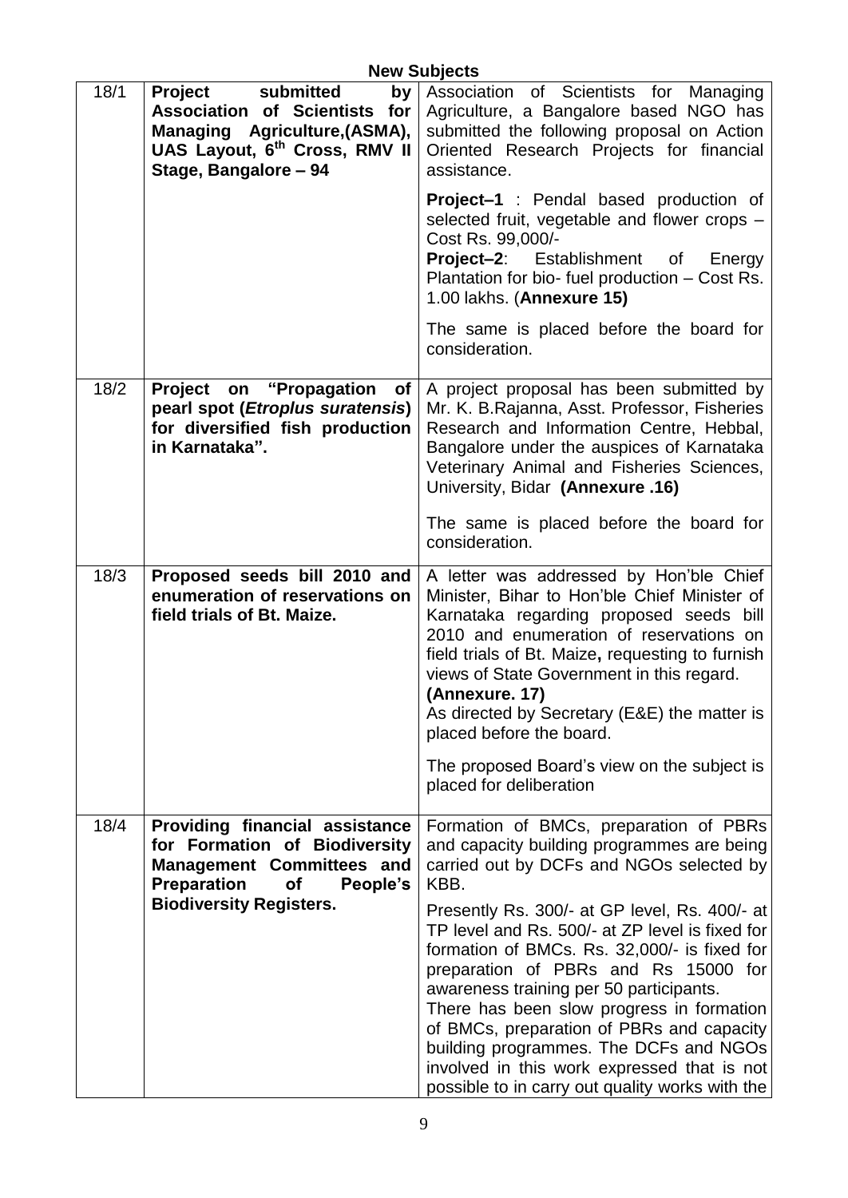**New Subjects**

| | | |
|---|---|---|
| 18/1 | **Project submitted by Association of Scientists for Managing Agriculture,(ASMA), UAS Layout, 6th Cross, RMV II Stage, Bangalore – 94** | Association of Scientists for Managing Agriculture, a Bangalore based NGO has submitted the following proposal on Action Oriented Research Projects for financial assistance.<br><br>**Project–1** : Pendal based production of selected fruit, vegetable and flower crops – Cost Rs. 99,000/-<br>**Project–2**: Establishment of Energy Plantation for bio- fuel production – Cost Rs. 1.00 lakhs. (**Annexure 15)**<br><br>The same is placed before the board for consideration. |
| 18/2 | **Project on "Propagation of pearl spot (*Etroplus suratensis*) for diversified fish production in Karnataka".** | A project proposal has been submitted by Mr. K. B.Rajanna, Asst. Professor, Fisheries Research and Information Centre, Hebbal, Bangalore under the auspices of Karnataka Veterinary Animal and Fisheries Sciences, University, Bidar **(Annexure .16)**<br><br>The same is placed before the board for consideration. |
| 18/3 | **Proposed seeds bill 2010 and enumeration of reservations on field trials of Bt. Maize.** | A letter was addressed by Hon'ble Chief Minister, Bihar to Hon'ble Chief Minister of Karnataka regarding proposed seeds bill 2010 and enumeration of reservations on field trials of Bt. Maize**,** requesting to furnish views of State Government in this regard. **(Annexure. 17)**<br>As directed by Secretary (E&E) the matter is placed before the board.<br><br>The proposed Board's view on the subject is placed for deliberation |
| 18/4 | **Providing financial assistance for Formation of Biodiversity Management Committees and Preparation of People's Biodiversity Registers.** | Formation of BMCs, preparation of PBRs and capacity building programmes are being carried out by DCFs and NGOs selected by KBB.<br><br>Presently Rs. 300/- at GP level, Rs. 400/- at TP level and Rs. 500/- at ZP level is fixed for formation of BMCs. Rs. 32,000/- is fixed for preparation of PBRs and Rs 15000 for awareness training per 50 participants.<br>There has been slow progress in formation of BMCs, preparation of PBRs and capacity building programmes. The DCFs and NGOs involved in this work expressed that is not possible to in carry out quality works with the |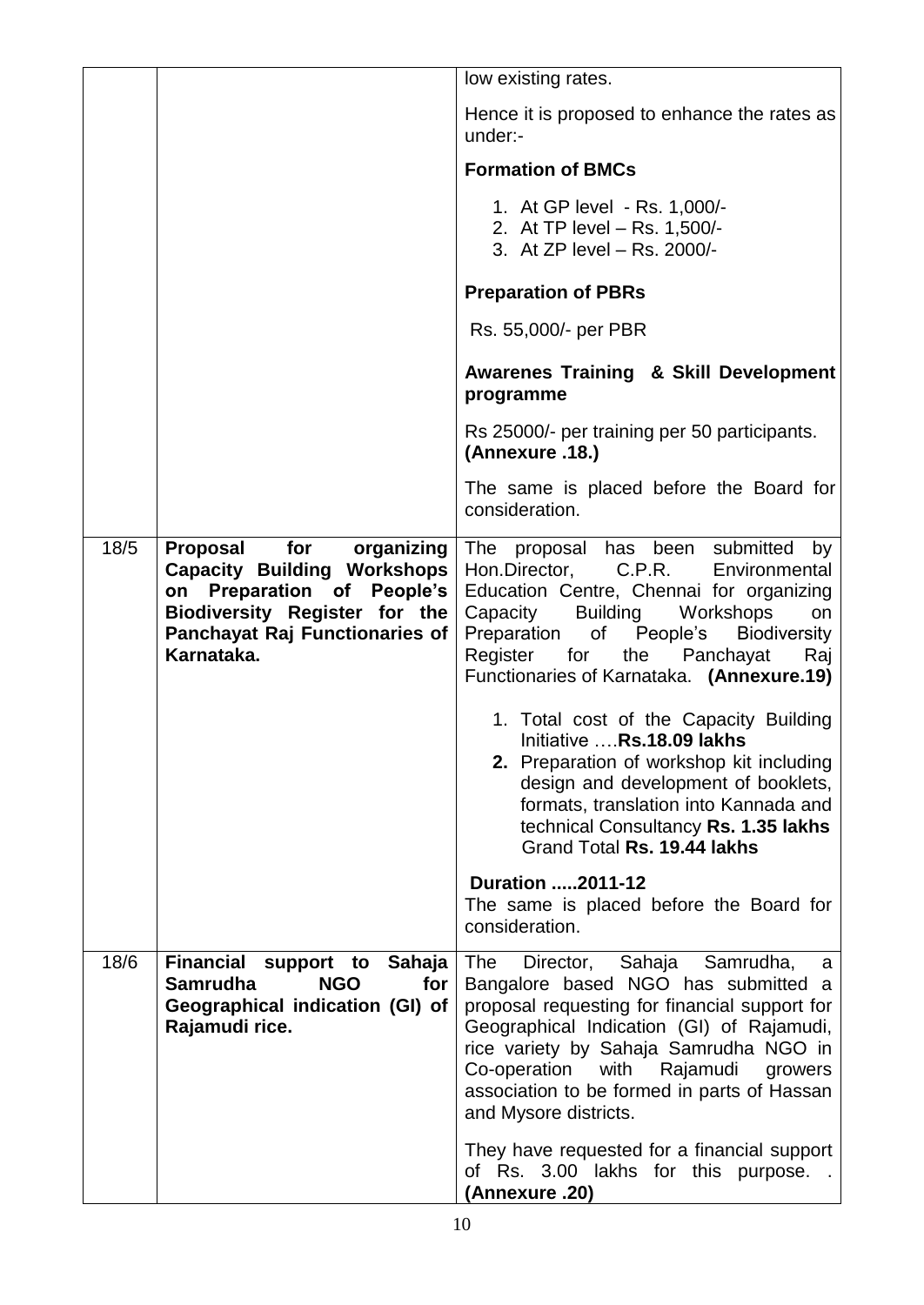| | | |
|---|---|---|
| | | low existing rates.<br><br>Hence it is proposed to enhance the rates as under:-<br><br>**Formation of BMCs**<br><br>1. At GP level - Rs. 1,000/-<br>2. At TP level – Rs. 1,500/-<br>3. At ZP level – Rs. 2000/-<br><br>**Preparation of PBRs**<br><br>Rs. 55,000/- per PBR<br><br>**Awarenes Training & Skill Development programme**<br><br>Rs 25000/- per training per 50 participants. **(Annexure .18.)**<br><br>The same is placed before the Board for consideration. |
| 18/5 | **Proposal for organizing Capacity Building Workshops on Preparation of People's Biodiversity Register for the Panchayat Raj Functionaries of Karnataka.** | The proposal has been submitted by Hon.Director, C.P.R. Environmental Education Centre, Chennai for organizing Capacity Building Workshops on Preparation of People's Biodiversity Register for the Panchayat Raj Functionaries of Karnataka. **(Annexure.19)**<br><br>1. Total cost of the Capacity Building Initiative ….**Rs.18.09 lakhs**<br>**2.** Preparation of workshop kit including design and development of booklets, formats, translation into Kannada and technical Consultancy **Rs. 1.35 lakhs**<br>Grand Total **Rs. 19.44 lakhs**<br><br>**Duration .....2011-12**<br>The same is placed before the Board for consideration. |
| 18/6 | **Financial support to Sahaja Samrudha NGO for Geographical indication (GI) of Rajamudi rice.** | The Director, Sahaja Samrudha, a Bangalore based NGO has submitted a proposal requesting for financial support for Geographical Indication (GI) of Rajamudi, rice variety by Sahaja Samrudha NGO in Co-operation with Rajamudi growers association to be formed in parts of Hassan and Mysore districts.<br><br>They have requested for a financial support of Rs. 3.00 lakhs for this purpose. . **(Annexure .20)** |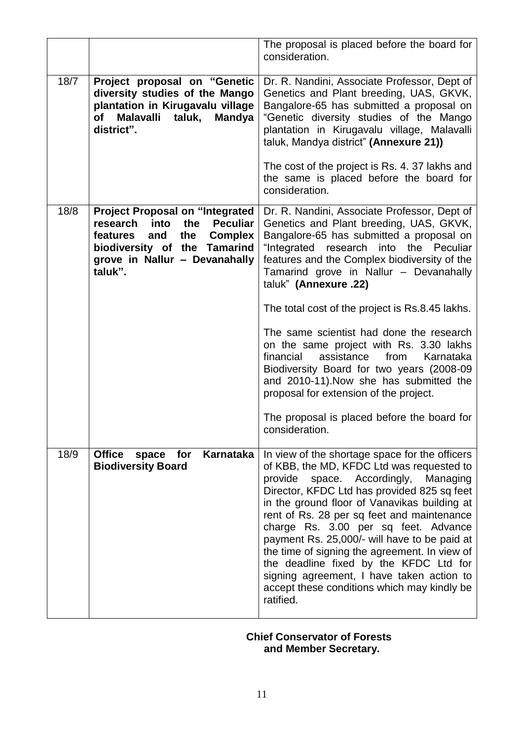| | | |
|---|---|---|
| | | The proposal is placed before the board for consideration. |
| 18/7 | **Project proposal on "Genetic diversity studies of the Mango plantation in Kirugavalu village of Malavalli taluk, Mandya district".** | Dr. R. Nandini, Associate Professor, Dept of Genetics and Plant breeding, UAS, GKVK, Bangalore-65 has submitted a proposal on "Genetic diversity studies of the Mango plantation in Kirugavalu village, Malavalli taluk, Mandya district" **(Annexure 21))**<br><br>The cost of the project is Rs. 4. 37 lakhs and the same is placed before the board for consideration. |
| 18/8 | **Project Proposal on "Integrated research into the Peculiar features and the Complex biodiversity of the Tamarind grove in Nallur – Devanahally taluk".** | Dr. R. Nandini, Associate Professor, Dept of Genetics and Plant breeding, UAS, GKVK, Bangalore-65 has submitted a proposal on "Integrated research into the Peculiar features and the Complex biodiversity of the Tamarind grove in Nallur – Devanahally taluk" **(Annexure .22)**<br><br>The total cost of the project is Rs.8.45 lakhs.<br><br>The same scientist had done the research on the same project with Rs. 3.30 lakhs financial assistance from Karnataka Biodiversity Board for two years (2008-09 and 2010-11).Now she has submitted the proposal for extension of the project.<br><br>The proposal is placed before the board for consideration. |
| 18/9 | **Office space for Karnataka Biodiversity Board** | In view of the shortage space for the officers of KBB, the MD, KFDC Ltd was requested to provide space. Accordingly, Managing Director, KFDC Ltd has provided 825 sq feet in the ground floor of Vanavikas building at rent of Rs. 28 per sq feet and maintenance charge Rs. 3.00 per sq feet. Advance payment Rs. 25,000/- will have to be paid at the time of signing the agreement. In view of the deadline fixed by the KFDC Ltd for signing agreement, I have taken action to accept these conditions which may kindly be ratified. |

**Chief Conservator of Forests and Member Secretary.**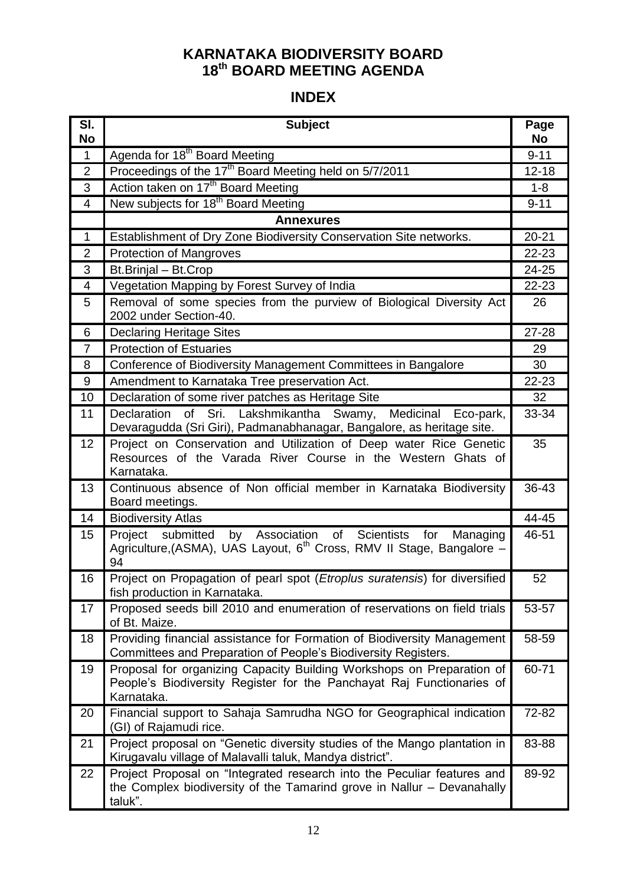# KARNATAKA BIODIVERSITY BOARD
# 18th BOARD MEETING AGENDA

## INDEX

| Sl. No | Subject | Page No |
|---|---|---|
| 1 | Agenda for 18th Board Meeting | 9-11 |
| 2 | Proceedings of the 17th Board Meeting held on 5/7/2011 | 12-18 |
| 3 | Action taken on 17th Board Meeting | 1-8 |
| 4 | New subjects for 18th Board Meeting | 9-11 |
| | **Annexures** | |
| 1 | Establishment of Dry Zone Biodiversity Conservation Site networks. | 20-21 |
| 2 | Protection of Mangroves | 22-23 |
| 3 | Bt.Brinjal – Bt.Crop | 24-25 |
| 4 | Vegetation Mapping by Forest Survey of India | 22-23 |
| 5 | Removal of some species from the purview of Biological Diversity Act 2002 under Section-40. | 26 |
| 6 | Declaring Heritage Sites | 27-28 |
| 7 | Protection of Estuaries | 29 |
| 8 | Conference of Biodiversity Management Committees in Bangalore | 30 |
| 9 | Amendment to Karnataka Tree preservation Act. | 22-23 |
| 10 | Declaration of some river patches as Heritage Site | 32 |
| 11 | Declaration of Sri. Lakshmikantha Swamy, Medicinal Eco-park, Devaragudda (Sri Giri), Padmanabhanagar, Bangalore, as heritage site. | 33-34 |
| 12 | Project on Conservation and Utilization of Deep water Rice Genetic Resources of the Varada River Course in the Western Ghats of Karnataka. | 35 |
| 13 | Continuous absence of Non official member in Karnataka Biodiversity Board meetings. | 36-43 |
| 14 | Biodiversity Atlas | 44-45 |
| 15 | Project submitted by Association of Scientists for Managing Agriculture,(ASMA), UAS Layout, 6th Cross, RMV II Stage, Bangalore – 94 | 46-51 |
| 16 | Project on Propagation of pearl spot (*Etroplus suratensis*) for diversified fish production in Karnataka. | 52 |
| 17 | Proposed seeds bill 2010 and enumeration of reservations on field trials of Bt. Maize. | 53-57 |
| 18 | Providing financial assistance for Formation of Biodiversity Management Committees and Preparation of People's Biodiversity Registers. | 58-59 |
| 19 | Proposal for organizing Capacity Building Workshops on Preparation of People's Biodiversity Register for the Panchayat Raj Functionaries of Karnataka. | 60-71 |
| 20 | Financial support to Sahaja Samrudha NGO for Geographical indication (GI) of Rajamudi rice. | 72-82 |
| 21 | Project proposal on "Genetic diversity studies of the Mango plantation in Kirugavalu village of Malavalli taluk, Mandya district". | 83-88 |
| 22 | Project Proposal on "Integrated research into the Peculiar features and the Complex biodiversity of the Tamarind grove in Nallur – Devanahally taluk". | 89-92 |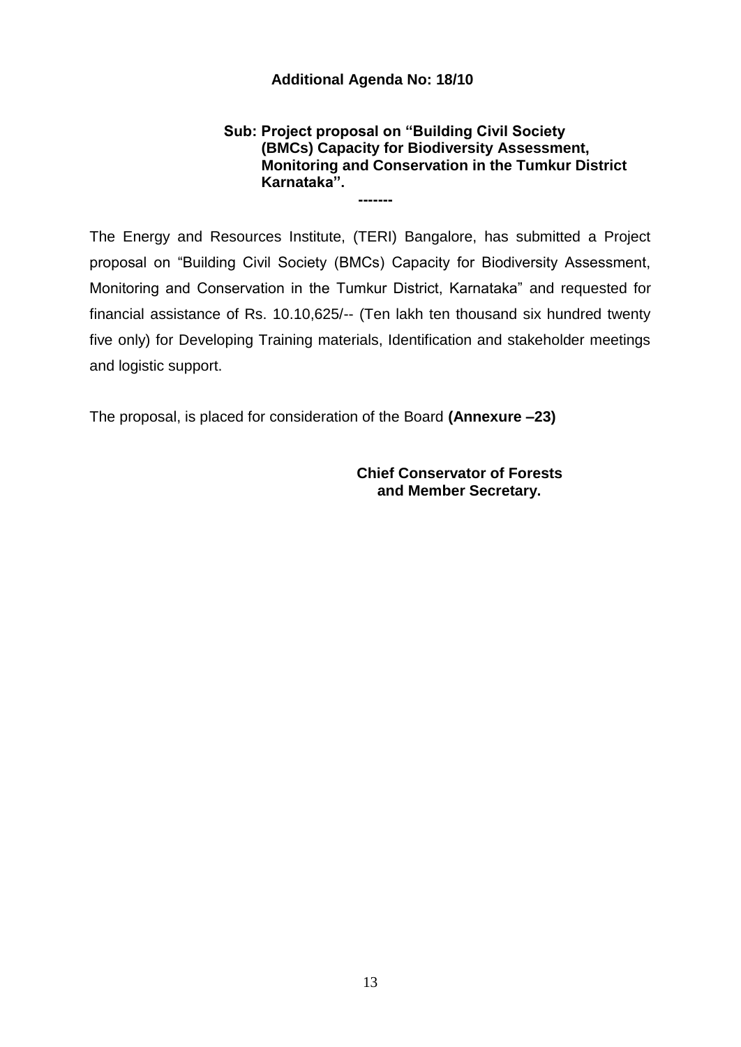**Additional Agenda No: 18/10**

**Sub: Project proposal on "Building Civil Society (BMCs) Capacity for Biodiversity Assessment, Monitoring and Conservation in the Tumkur District Karnataka".**

**-------**

The Energy and Resources Institute, (TERI) Bangalore, has submitted a Project proposal on "Building Civil Society (BMCs) Capacity for Biodiversity Assessment, Monitoring and Conservation in the Tumkur District, Karnataka" and requested for financial assistance of Rs. 10.10,625/-- (Ten lakh ten thousand six hundred twenty five only) for Developing Training materials, Identification and stakeholder meetings and logistic support.

The proposal, is placed for consideration of the Board **(Annexure –23)**

**Chief Conservator of Forests and Member Secretary.**